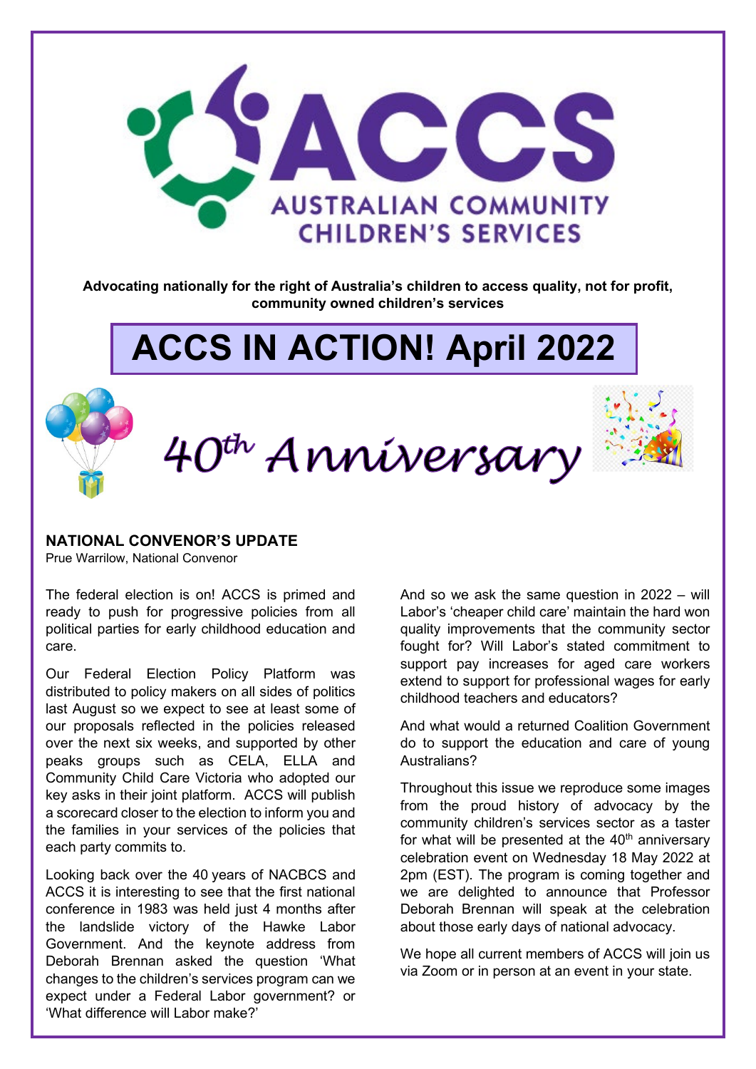**ACCS AUSTRALIAN COMMUNITY CHILDREN'S SERVICES**

**Advocating nationally for the right of Australia's children to access quality, not for profit, community owned children's services**

# ACCS IN ACTION! April 2022

## 40th Anniversary

### NATIONAL CONVENOR'S UPDATE

Prue Warrilow, National Convenor

The federal election is on! ACCS is primed and ready to push for progressive policies from all political parties for early childhood education and care.

Our Federal Election Policy Platform was distributed to policy makers on all sides of politics last August so we expect to see at least some of our proposals reflected in the policies released over the next six weeks, and supported by other peaks groups such as CELA, ELLA and Community Child Care Victoria who adopted our key asks in their joint platform. ACCS will publish a scorecard closer to the election to inform you and the families in your services of the policies that each party commits to.

Looking back over the 40 years of NACBCS and ACCS it is interesting to see that the first national conference in 1983 was held just 4 months after the landslide victory of the Hawke Labor Government. And the keynote address from Deborah Brennan asked the question 'What changes to the children's services program can we expect under a Federal Labor government? or 'What difference will Labor make?'

And so we ask the same question in 2022 – will Labor's 'cheaper child care' maintain the hard won quality improvements that the community sector fought for? Will Labor's stated commitment to support pay increases for aged care workers extend to support for professional wages for early childhood teachers and educators?

And what would a returned Coalition Government do to support the education and care of young Australians?

Throughout this issue we reproduce some images from the proud history of advocacy by the community children's services sector as a taster for what will be presented at the 40th anniversary celebration event on Wednesday 18 May 2022 at 2pm (EST). The program is coming together and we are delighted to announce that Professor Deborah Brennan will speak at the celebration about those early days of national advocacy.

We hope all current members of ACCS will join us via Zoom or in person at an event in your state.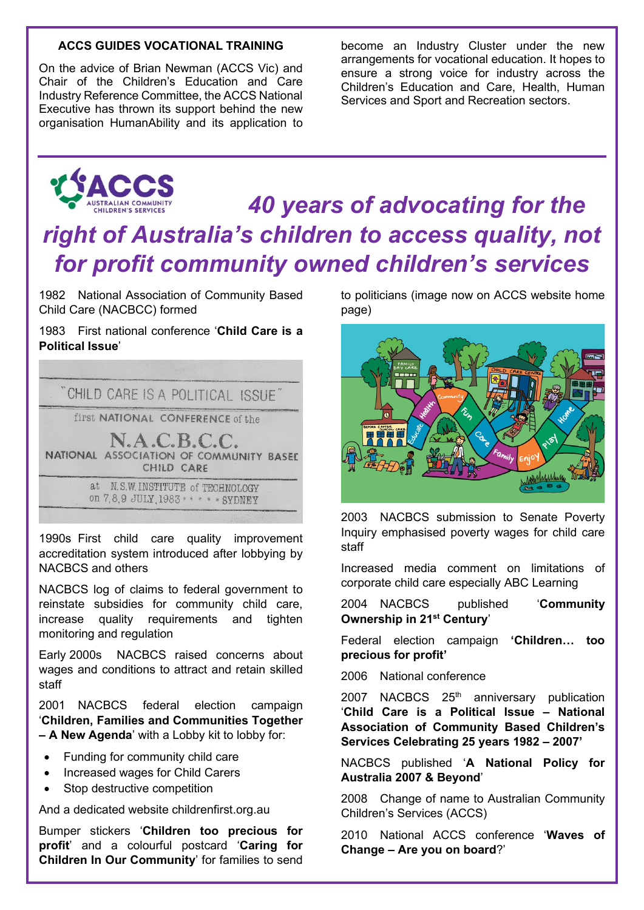### ACCS GUIDES VOCATIONAL TRAINING

On the advice of Brian Newman (ACCS Vic) and Chair of the Children's Education and Care Industry Reference Committee, the ACCS National Executive has thrown its support behind the new organisation HumanAbility and its application to become an Industry Cluster under the new arrangements for vocational education. It hopes to ensure a strong voice for industry across the Children's Education and Care, Health, Human Services and Sport and Recreation sectors.

# *40 years of advocating for the right of Australia's children to access quality, not for profit community owned children's services*

1982 National Association of Community Based Child Care (NACBCC) formed

1983 First national conference '**Child Care is a Political Issue**'

1990s First child care quality improvement accreditation system introduced after lobbying by NACBCS and others

NACBCS log of claims to federal government to reinstate subsidies for community child care, increase quality requirements and tighten monitoring and regulation

Early 2000s NACBCS raised concerns about wages and conditions to attract and retain skilled staff

2001 NACBCS federal election campaign '**Children, Families and Communities Together – A New Agenda**' with a Lobby kit to lobby for:

- Funding for community child care
- Increased wages for Child Carers
- Stop destructive competition

And a dedicated website childrenfirst.org.au

Bumper stickers '**Children too precious for profit**' and a colourful postcard '**Caring for Children In Our Community**' for families to send to politicians (image now on ACCS website home page)

2003 NACBCS submission to Senate Poverty Inquiry emphasised poverty wages for child care staff

Increased media comment on limitations of corporate child care especially ABC Learning

2004 NACBCS published '**Community Ownership in 21st Century**'

Federal election campaign **'Children… too precious for profit'**

2006 National conference

2007 NACBCS 25th anniversary publication '**Child Care is a Political Issue – National Association of Community Based Children's Services Celebrating 25 years 1982 – 2007'**

NACBCS published '**A National Policy for Australia 2007 & Beyond**'

2008 Change of name to Australian Community Children's Services (ACCS)

2010 National ACCS conference '**Waves of Change – Are you on board**?'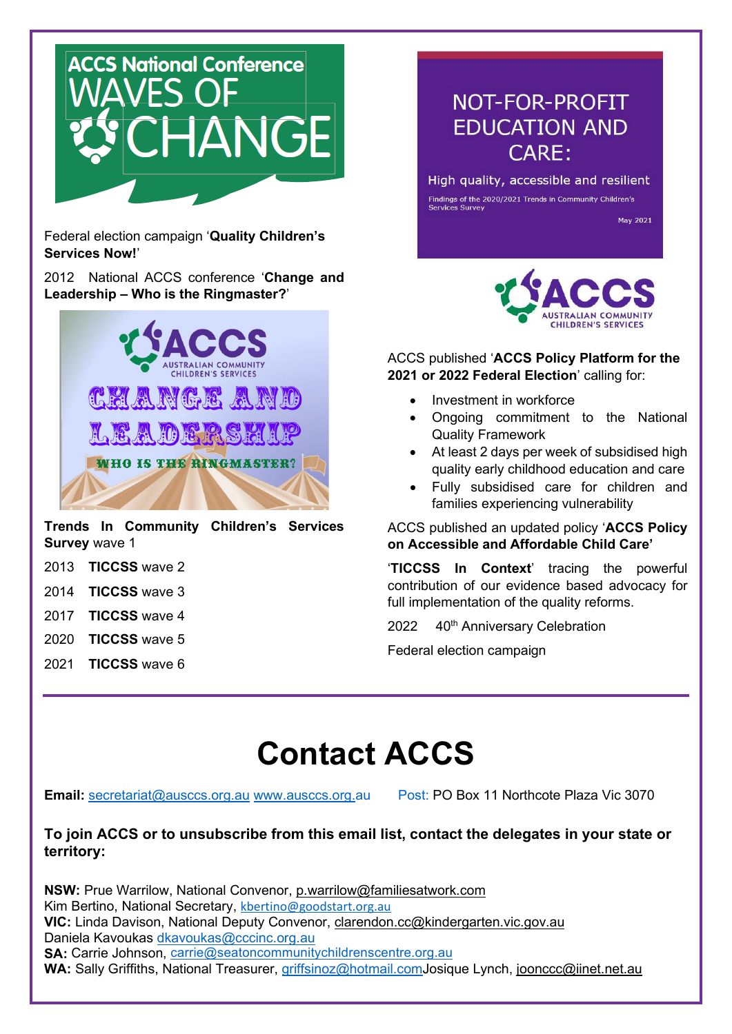ACCS National Conference WAVES OF CHANGE

Federal election campaign '**Quality Children's Services Now!**'

2012 National ACCS conference '**Change and Leadership – Who is the Ringmaster?**'

ACCS AUSTRALIAN COMMUNITY CHILDREN'S SERVICES

CHANGE AND LEADERSHIP

WHO IS THE RINGMASTER?

**Trends In Community Children's Services Survey** wave 1

2013 **TICCSS** wave 2

2014 **TICCSS** wave 3

2017 **TICCSS** wave 4

2020 **TICCSS** wave 5

2021 **TICCSS** wave 6

NOT-FOR-PROFIT EDUCATION AND CARE:

High quality, accessible and resilient

Findings of the 2020/2021 Trends in Community Children's Services Survey

May 2021

ACCS AUSTRALIAN COMMUNITY CHILDREN'S SERVICES

ACCS published '**ACCS Policy Platform for the 2021 or 2022 Federal Election**' calling for:

- Investment in workforce
- Ongoing commitment to the National Quality Framework
- At least 2 days per week of subsidised high quality early childhood education and care
- Fully subsidised care for children and families experiencing vulnerability

ACCS published an updated policy '**ACCS Policy on Accessible and Affordable Child Care'**

'**TICCSS In Context**' tracing the powerful contribution of our evidence based advocacy for full implementation of the quality reforms.

2022 40th Anniversary Celebration

Federal election campaign

# Contact ACCS

**Email:** secretariat@ausccs.org.au www.ausccs.org.au Post: PO Box 11 Northcote Plaza Vic 3070

**To join ACCS or to unsubscribe from this email list, contact the delegates in your state or territory:**

**NSW:** Prue Warrilow, National Convenor, p.warrilow@familiesatwork.com
Kim Bertino, National Secretary, kbertino@goodstart.org.au
**VIC:** Linda Davison, National Deputy Convenor, clarendon.cc@kindergarten.vic.gov.au
Daniela Kavoukas dkavoukas@cccinc.org.au
**SA:** Carrie Johnson, carrie@seatoncommunitychildrenscentre.org.au
**WA:** Sally Griffiths, National Treasurer, griffsinoz@hotmail.com Josique Lynch, joonccc@iinet.net.au